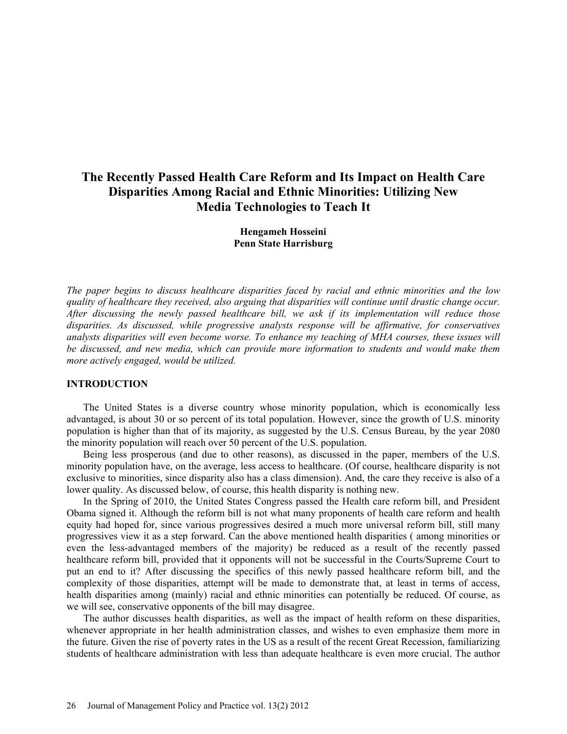# The Recently Passed Health Care Reform and Its Impact on Health Care Disparities Among Racial and Ethnic Minorities: Utilizing New Media Technologies to Teach It

**Hengameh Hosseini**
**Penn State Harrisburg**

*The paper begins to discuss healthcare disparities faced by racial and ethnic minorities and the low quality of healthcare they received, also arguing that disparities will continue until drastic change occur. After discussing the newly passed healthcare bill, we ask if its implementation will reduce those disparities. As discussed, while progressive analysts response will be affirmative, for conservatives analysts disparities will even become worse. To enhance my teaching of MHA courses, these issues will be discussed, and new media, which can provide more information to students and would make them more actively engaged, would be utilized.*

## INTRODUCTION

The United States is a diverse country whose minority population, which is economically less advantaged, is about 30 or so percent of its total population. However, since the growth of U.S. minority population is higher than that of its majority, as suggested by the U.S. Census Bureau, by the year 2080 the minority population will reach over 50 percent of the U.S. population.

Being less prosperous (and due to other reasons), as discussed in the paper, members of the U.S. minority population have, on the average, less access to healthcare. (Of course, healthcare disparity is not exclusive to minorities, since disparity also has a class dimension). And, the care they receive is also of a lower quality. As discussed below, of course, this health disparity is nothing new.

In the Spring of 2010, the United States Congress passed the Health care reform bill, and President Obama signed it. Although the reform bill is not what many proponents of health care reform and health equity had hoped for, since various progressives desired a much more universal reform bill, still many progressives view it as a step forward. Can the above mentioned health disparities ( among minorities or even the less-advantaged members of the majority) be reduced as a result of the recently passed healthcare reform bill, provided that it opponents will not be successful in the Courts/Supreme Court to put an end to it? After discussing the specifics of this newly passed healthcare reform bill, and the complexity of those disparities, attempt will be made to demonstrate that, at least in terms of access, health disparities among (mainly) racial and ethnic minorities can potentially be reduced. Of course, as we will see, conservative opponents of the bill may disagree.

The author discusses health disparities, as well as the impact of health reform on these disparities, whenever appropriate in her health administration classes, and wishes to even emphasize them more in the future. Given the rise of poverty rates in the US as a result of the recent Great Recession, familiarizing students of healthcare administration with less than adequate healthcare is even more crucial. The author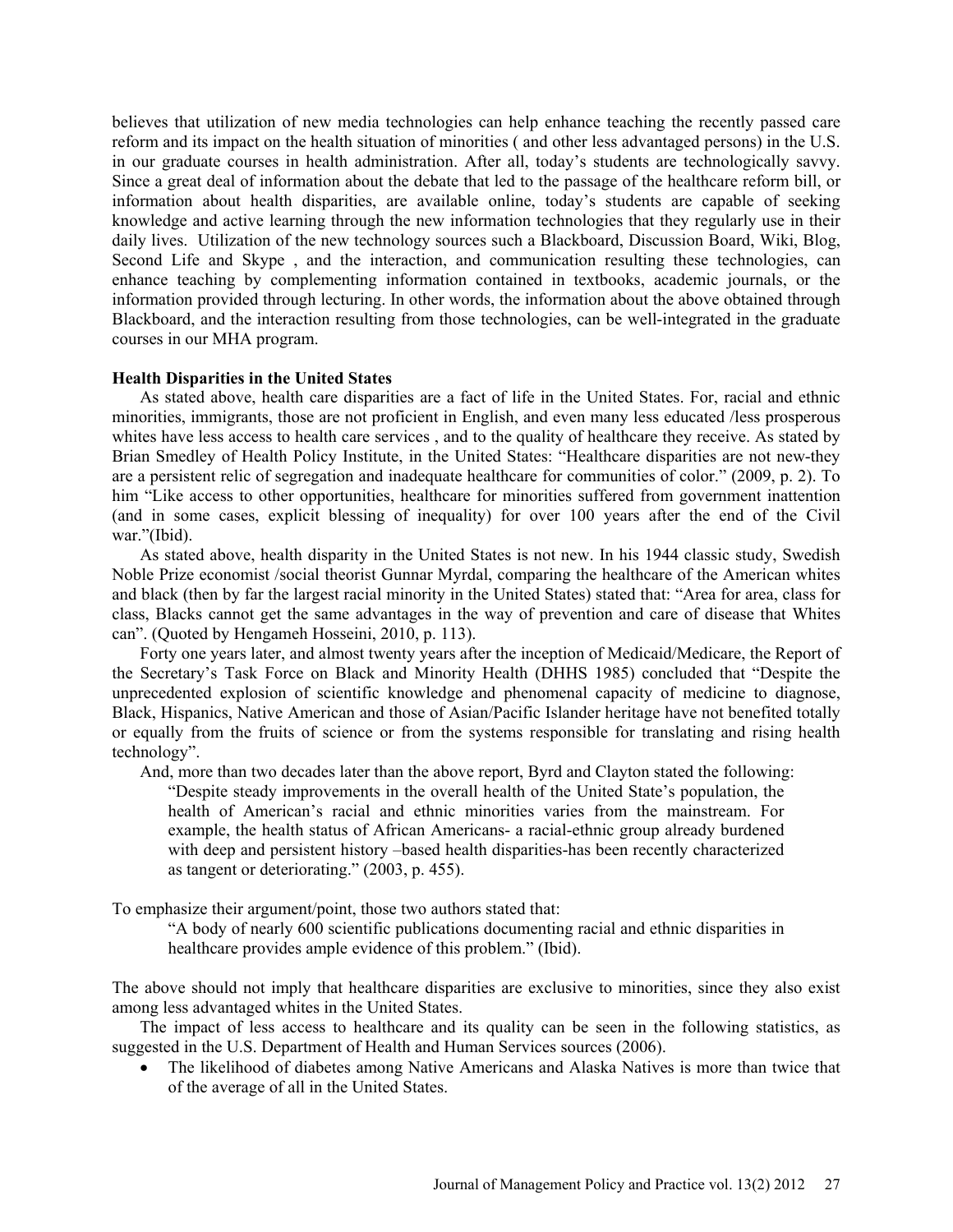believes that utilization of new media technologies can help enhance teaching the recently passed care reform and its impact on the health situation of minorities ( and other less advantaged persons) in the U.S. in our graduate courses in health administration. After all, today's students are technologically savvy. Since a great deal of information about the debate that led to the passage of the healthcare reform bill, or information about health disparities, are available online, today's students are capable of seeking knowledge and active learning through the new information technologies that they regularly use in their daily lives. Utilization of the new technology sources such a Blackboard, Discussion Board, Wiki, Blog, Second Life and Skype , and the interaction, and communication resulting these technologies, can enhance teaching by complementing information contained in textbooks, academic journals, or the information provided through lecturing. In other words, the information about the above obtained through Blackboard, and the interaction resulting from those technologies, can be well-integrated in the graduate courses in our MHA program.

**Health Disparities in the United States**

As stated above, health care disparities are a fact of life in the United States. For, racial and ethnic minorities, immigrants, those are not proficient in English, and even many less educated /less prosperous whites have less access to health care services , and to the quality of healthcare they receive. As stated by Brian Smedley of Health Policy Institute, in the United States: "Healthcare disparities are not new-they are a persistent relic of segregation and inadequate healthcare for communities of color." (2009, p. 2). To him "Like access to other opportunities, healthcare for minorities suffered from government inattention (and in some cases, explicit blessing of inequality) for over 100 years after the end of the Civil war."(Ibid).

As stated above, health disparity in the United States is not new. In his 1944 classic study, Swedish Noble Prize economist /social theorist Gunnar Myrdal, comparing the healthcare of the American whites and black (then by far the largest racial minority in the United States) stated that: "Area for area, class for class, Blacks cannot get the same advantages in the way of prevention and care of disease that Whites can". (Quoted by Hengameh Hosseini, 2010, p. 113).

Forty one years later, and almost twenty years after the inception of Medicaid/Medicare, the Report of the Secretary's Task Force on Black and Minority Health (DHHS 1985) concluded that "Despite the unprecedented explosion of scientific knowledge and phenomenal capacity of medicine to diagnose, Black, Hispanics, Native American and those of Asian/Pacific Islander heritage have not benefited totally or equally from the fruits of science or from the systems responsible for translating and rising health technology".

And, more than two decades later than the above report, Byrd and Clayton stated the following:

> "Despite steady improvements in the overall health of the United State's population, the health of American's racial and ethnic minorities varies from the mainstream. For example, the health status of African Americans- a racial-ethnic group already burdened with deep and persistent history –based health disparities-has been recently characterized as tangent or deteriorating." (2003, p. 455).

To emphasize their argument/point, those two authors stated that:

> "A body of nearly 600 scientific publications documenting racial and ethnic disparities in healthcare provides ample evidence of this problem." (Ibid).

The above should not imply that healthcare disparities are exclusive to minorities, since they also exist among less advantaged whites in the United States.

The impact of less access to healthcare and its quality can be seen in the following statistics, as suggested in the U.S. Department of Health and Human Services sources (2006).

- The likelihood of diabetes among Native Americans and Alaska Natives is more than twice that of the average of all in the United States.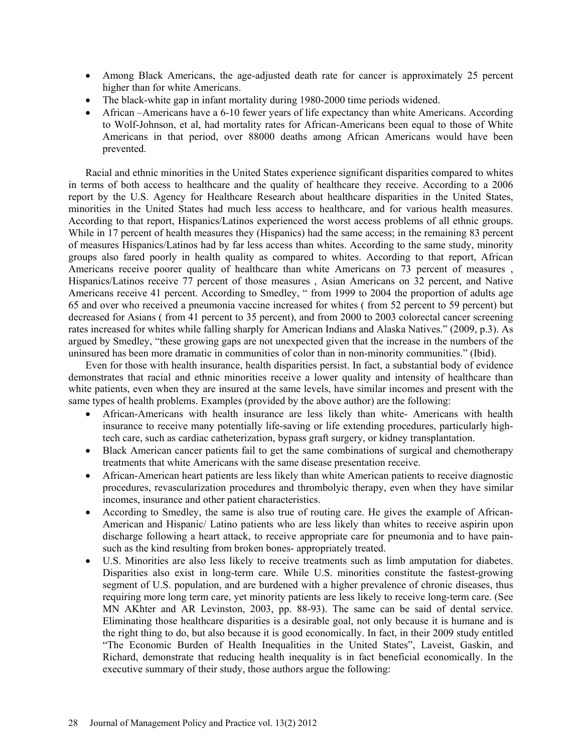- Among Black Americans, the age-adjusted death rate for cancer is approximately 25 percent higher than for white Americans.
- The black-white gap in infant mortality during 1980-2000 time periods widened.
- African –Americans have a 6-10 fewer years of life expectancy than white Americans. According to Wolf-Johnson, et al, had mortality rates for African-Americans been equal to those of White Americans in that period, over 88000 deaths among African Americans would have been prevented.

Racial and ethnic minorities in the United States experience significant disparities compared to whites in terms of both access to healthcare and the quality of healthcare they receive. According to a 2006 report by the U.S. Agency for Healthcare Research about healthcare disparities in the United States, minorities in the United States had much less access to healthcare, and for various health measures. According to that report, Hispanics/Latinos experienced the worst access problems of all ethnic groups. While in 17 percent of health measures they (Hispanics) had the same access; in the remaining 83 percent of measures Hispanics/Latinos had by far less access than whites. According to the same study, minority groups also fared poorly in health quality as compared to whites. According to that report, African Americans receive poorer quality of healthcare than white Americans on 73 percent of measures , Hispanics/Latinos receive 77 percent of those measures , Asian Americans on 32 percent, and Native Americans receive 41 percent. According to Smedley, " from 1999 to 2004 the proportion of adults age 65 and over who received a pneumonia vaccine increased for whites ( from 52 percent to 59 percent) but decreased for Asians ( from 41 percent to 35 percent), and from 2000 to 2003 colorectal cancer screening rates increased for whites while falling sharply for American Indians and Alaska Natives." (2009, p.3). As argued by Smedley, "these growing gaps are not unexpected given that the increase in the numbers of the uninsured has been more dramatic in communities of color than in non-minority communities." (Ibid).

Even for those with health insurance, health disparities persist. In fact, a substantial body of evidence demonstrates that racial and ethnic minorities receive a lower quality and intensity of healthcare than white patients, even when they are insured at the same levels, have similar incomes and present with the same types of health problems. Examples (provided by the above author) are the following:

- African-Americans with health insurance are less likely than white- Americans with health insurance to receive many potentially life-saving or life extending procedures, particularly high-tech care, such as cardiac catheterization, bypass graft surgery, or kidney transplantation.
- Black American cancer patients fail to get the same combinations of surgical and chemotherapy treatments that white Americans with the same disease presentation receive.
- African-American heart patients are less likely than white American patients to receive diagnostic procedures, revascularization procedures and thrombolyic therapy, even when they have similar incomes, insurance and other patient characteristics.
- According to Smedley, the same is also true of routing care. He gives the example of African-American and Hispanic/ Latino patients who are less likely than whites to receive aspirin upon discharge following a heart attack, to receive appropriate care for pneumonia and to have pain-such as the kind resulting from broken bones- appropriately treated.
- U.S. Minorities are also less likely to receive treatments such as limb amputation for diabetes. Disparities also exist in long-term care. While U.S. minorities constitute the fastest-growing segment of U.S. population, and are burdened with a higher prevalence of chronic diseases, thus requiring more long term care, yet minority patients are less likely to receive long-term care. (See MN AKhter and AR Levinston, 2003, pp. 88-93). The same can be said of dental service. Eliminating those healthcare disparities is a desirable goal, not only because it is humane and is the right thing to do, but also because it is good economically. In fact, in their 2009 study entitled "The Economic Burden of Health Inequalities in the United States", Laveist, Gaskin, and Richard, demonstrate that reducing health inequality is in fact beneficial economically. In the executive summary of their study, those authors argue the following: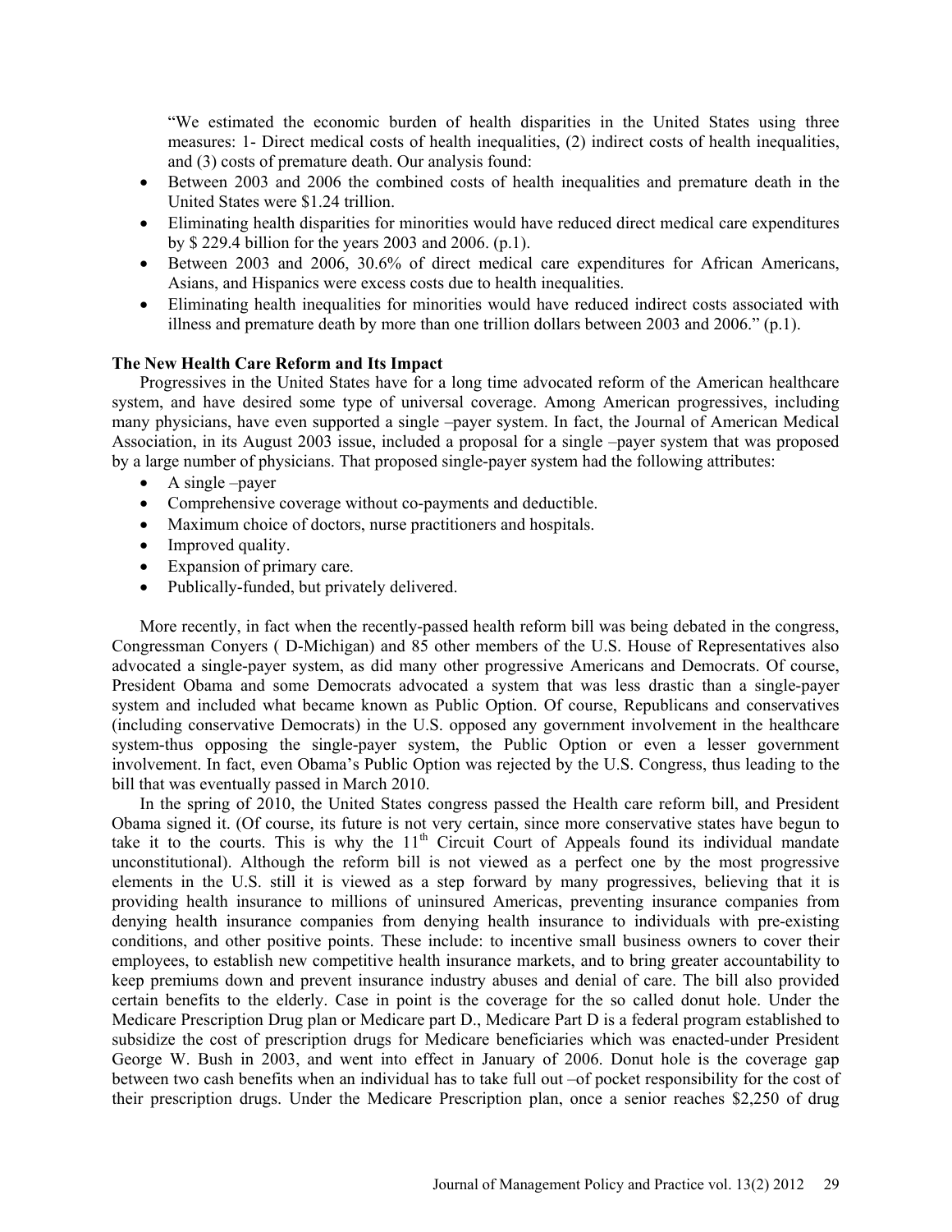"We estimated the economic burden of health disparities in the United States using three measures: 1- Direct medical costs of health inequalities, (2) indirect costs of health inequalities, and (3) costs of premature death. Our analysis found:

- Between 2003 and 2006 the combined costs of health inequalities and premature death in the United States were $1.24 trillion.
- Eliminating health disparities for minorities would have reduced direct medical care expenditures by $ 229.4 billion for the years 2003 and 2006. (p.1).
- Between 2003 and 2006, 30.6% of direct medical care expenditures for African Americans, Asians, and Hispanics were excess costs due to health inequalities.
- Eliminating health inequalities for minorities would have reduced indirect costs associated with illness and premature death by more than one trillion dollars between 2003 and 2006." (p.1).

**The New Health Care Reform and Its Impact**

Progressives in the United States have for a long time advocated reform of the American healthcare system, and have desired some type of universal coverage. Among American progressives, including many physicians, have even supported a single –payer system. In fact, the Journal of American Medical Association, in its August 2003 issue, included a proposal for a single –payer system that was proposed by a large number of physicians. That proposed single-payer system had the following attributes:

- A single –payer
- Comprehensive coverage without co-payments and deductible.
- Maximum choice of doctors, nurse practitioners and hospitals.
- Improved quality.
- Expansion of primary care.
- Publically-funded, but privately delivered.

More recently, in fact when the recently-passed health reform bill was being debated in the congress, Congressman Conyers ( D-Michigan) and 85 other members of the U.S. House of Representatives also advocated a single-payer system, as did many other progressive Americans and Democrats. Of course, President Obama and some Democrats advocated a system that was less drastic than a single-payer system and included what became known as Public Option. Of course, Republicans and conservatives (including conservative Democrats) in the U.S. opposed any government involvement in the healthcare system-thus opposing the single-payer system, the Public Option or even a lesser government involvement. In fact, even Obama's Public Option was rejected by the U.S. Congress, thus leading to the bill that was eventually passed in March 2010.

In the spring of 2010, the United States congress passed the Health care reform bill, and President Obama signed it. (Of course, its future is not very certain, since more conservative states have begun to take it to the courts. This is why the 11th Circuit Court of Appeals found its individual mandate unconstitutional). Although the reform bill is not viewed as a perfect one by the most progressive elements in the U.S. still it is viewed as a step forward by many progressives, believing that it is providing health insurance to millions of uninsured Americas, preventing insurance companies from denying health insurance companies from denying health insurance to individuals with pre-existing conditions, and other positive points. These include: to incentive small business owners to cover their employees, to establish new competitive health insurance markets, and to bring greater accountability to keep premiums down and prevent insurance industry abuses and denial of care. The bill also provided certain benefits to the elderly. Case in point is the coverage for the so called donut hole. Under the Medicare Prescription Drug plan or Medicare part D., Medicare Part D is a federal program established to subsidize the cost of prescription drugs for Medicare beneficiaries which was enacted-under President George W. Bush in 2003, and went into effect in January of 2006. Donut hole is the coverage gap between two cash benefits when an individual has to take full out –of pocket responsibility for the cost of their prescription drugs. Under the Medicare Prescription plan, once a senior reaches $2,250 of drug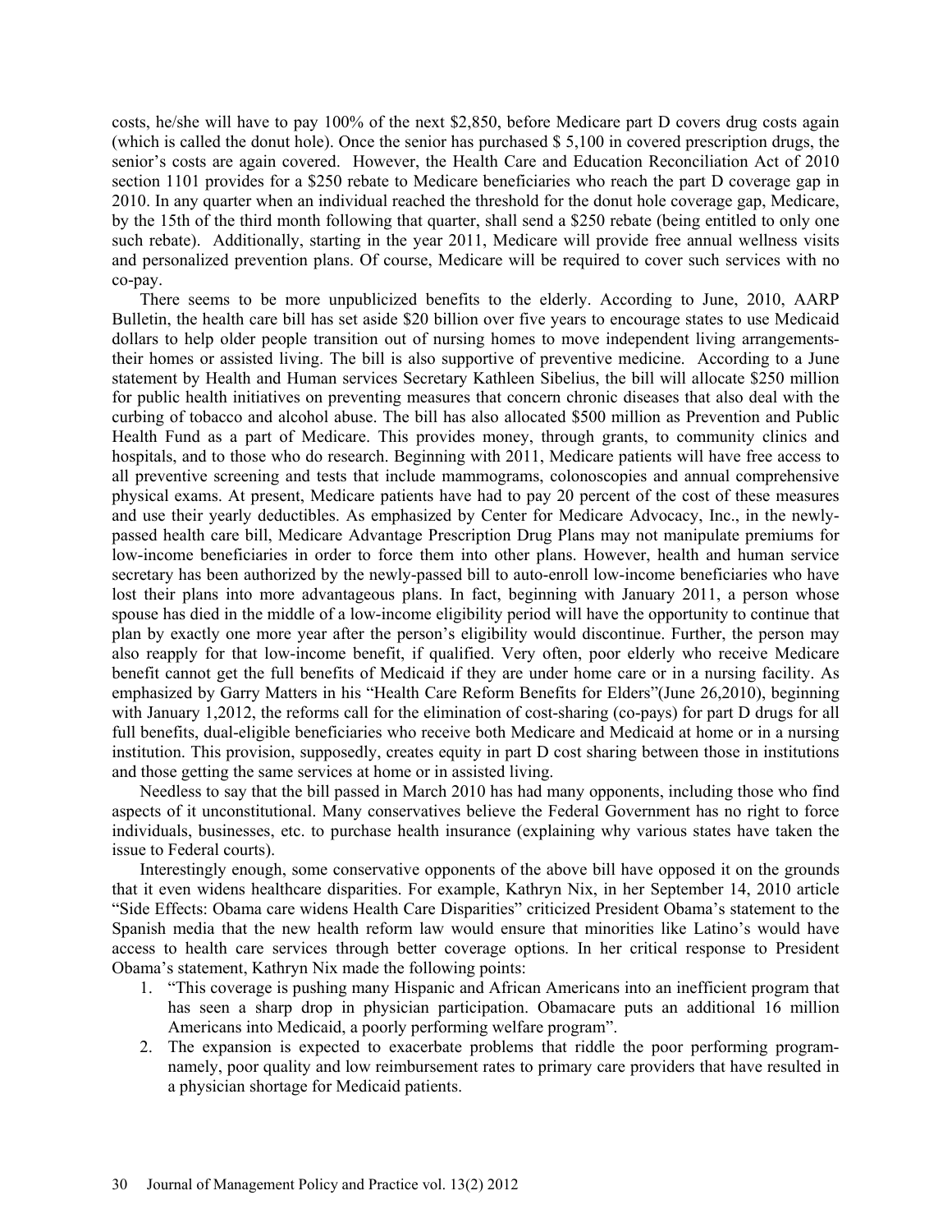costs, he/she will have to pay 100% of the next $2,850, before Medicare part D covers drug costs again (which is called the donut hole). Once the senior has purchased $ 5,100 in covered prescription drugs, the senior's costs are again covered. However, the Health Care and Education Reconciliation Act of 2010 section 1101 provides for a $250 rebate to Medicare beneficiaries who reach the part D coverage gap in 2010. In any quarter when an individual reached the threshold for the donut hole coverage gap, Medicare, by the 15th of the third month following that quarter, shall send a $250 rebate (being entitled to only one such rebate). Additionally, starting in the year 2011, Medicare will provide free annual wellness visits and personalized prevention plans. Of course, Medicare will be required to cover such services with no co-pay.

There seems to be more unpublicized benefits to the elderly. According to June, 2010, AARP Bulletin, the health care bill has set aside $20 billion over five years to encourage states to use Medicaid dollars to help older people transition out of nursing homes to move independent living arrangements-their homes or assisted living. The bill is also supportive of preventive medicine. According to a June statement by Health and Human services Secretary Kathleen Sibelius, the bill will allocate $250 million for public health initiatives on preventing measures that concern chronic diseases that also deal with the curbing of tobacco and alcohol abuse. The bill has also allocated $500 million as Prevention and Public Health Fund as a part of Medicare. This provides money, through grants, to community clinics and hospitals, and to those who do research. Beginning with 2011, Medicare patients will have free access to all preventive screening and tests that include mammograms, colonoscopies and annual comprehensive physical exams. At present, Medicare patients have had to pay 20 percent of the cost of these measures and use their yearly deductibles. As emphasized by Center for Medicare Advocacy, Inc., in the newly-passed health care bill, Medicare Advantage Prescription Drug Plans may not manipulate premiums for low-income beneficiaries in order to force them into other plans. However, health and human service secretary has been authorized by the newly-passed bill to auto-enroll low-income beneficiaries who have lost their plans into more advantageous plans. In fact, beginning with January 2011, a person whose spouse has died in the middle of a low-income eligibility period will have the opportunity to continue that plan by exactly one more year after the person's eligibility would discontinue. Further, the person may also reapply for that low-income benefit, if qualified. Very often, poor elderly who receive Medicare benefit cannot get the full benefits of Medicaid if they are under home care or in a nursing facility. As emphasized by Garry Matters in his "Health Care Reform Benefits for Elders"(June 26,2010), beginning with January 1,2012, the reforms call for the elimination of cost-sharing (co-pays) for part D drugs for all full benefits, dual-eligible beneficiaries who receive both Medicare and Medicaid at home or in a nursing institution. This provision, supposedly, creates equity in part D cost sharing between those in institutions and those getting the same services at home or in assisted living.

Needless to say that the bill passed in March 2010 has had many opponents, including those who find aspects of it unconstitutional. Many conservatives believe the Federal Government has no right to force individuals, businesses, etc. to purchase health insurance (explaining why various states have taken the issue to Federal courts).

Interestingly enough, some conservative opponents of the above bill have opposed it on the grounds that it even widens healthcare disparities. For example, Kathryn Nix, in her September 14, 2010 article "Side Effects: Obama care widens Health Care Disparities" criticized President Obama's statement to the Spanish media that the new health reform law would ensure that minorities like Latino's would have access to health care services through better coverage options. In her critical response to President Obama's statement, Kathryn Nix made the following points:

1. "This coverage is pushing many Hispanic and African Americans into an inefficient program that has seen a sharp drop in physician participation. Obamacare puts an additional 16 million Americans into Medicaid, a poorly performing welfare program".
2. The expansion is expected to exacerbate problems that riddle the poor performing program-namely, poor quality and low reimbursement rates to primary care providers that have resulted in a physician shortage for Medicaid patients.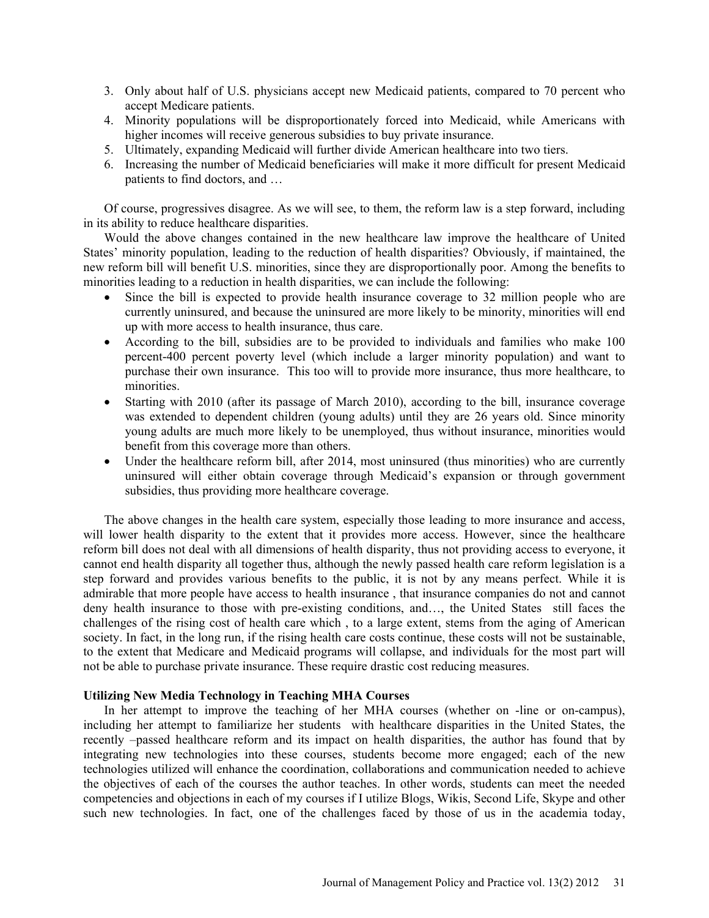3. Only about half of U.S. physicians accept new Medicaid patients, compared to 70 percent who accept Medicare patients.
4. Minority populations will be disproportionately forced into Medicaid, while Americans with higher incomes will receive generous subsidies to buy private insurance.
5. Ultimately, expanding Medicaid will further divide American healthcare into two tiers.
6. Increasing the number of Medicaid beneficiaries will make it more difficult for present Medicaid patients to find doctors, and …

Of course, progressives disagree. As we will see, to them, the reform law is a step forward, including in its ability to reduce healthcare disparities.

Would the above changes contained in the new healthcare law improve the healthcare of United States' minority population, leading to the reduction of health disparities? Obviously, if maintained, the new reform bill will benefit U.S. minorities, since they are disproportionally poor. Among the benefits to minorities leading to a reduction in health disparities, we can include the following:

- Since the bill is expected to provide health insurance coverage to 32 million people who are currently uninsured, and because the uninsured are more likely to be minority, minorities will end up with more access to health insurance, thus care.
- According to the bill, subsidies are to be provided to individuals and families who make 100 percent-400 percent poverty level (which include a larger minority population) and want to purchase their own insurance. This too will to provide more insurance, thus more healthcare, to minorities.
- Starting with 2010 (after its passage of March 2010), according to the bill, insurance coverage was extended to dependent children (young adults) until they are 26 years old. Since minority young adults are much more likely to be unemployed, thus without insurance, minorities would benefit from this coverage more than others.
- Under the healthcare reform bill, after 2014, most uninsured (thus minorities) who are currently uninsured will either obtain coverage through Medicaid's expansion or through government subsidies, thus providing more healthcare coverage.

The above changes in the health care system, especially those leading to more insurance and access, will lower health disparity to the extent that it provides more access. However, since the healthcare reform bill does not deal with all dimensions of health disparity, thus not providing access to everyone, it cannot end health disparity all together thus, although the newly passed health care reform legislation is a step forward and provides various benefits to the public, it is not by any means perfect. While it is admirable that more people have access to health insurance , that insurance companies do not and cannot deny health insurance to those with pre-existing conditions, and…, the United States still faces the challenges of the rising cost of health care which , to a large extent, stems from the aging of American society. In fact, in the long run, if the rising health care costs continue, these costs will not be sustainable, to the extent that Medicare and Medicaid programs will collapse, and individuals for the most part will not be able to purchase private insurance. These require drastic cost reducing measures.

**Utilizing New Media Technology in Teaching MHA Courses**

In her attempt to improve the teaching of her MHA courses (whether on -line or on-campus), including her attempt to familiarize her students with healthcare disparities in the United States, the recently –passed healthcare reform and its impact on health disparities, the author has found that by integrating new technologies into these courses, students become more engaged; each of the new technologies utilized will enhance the coordination, collaborations and communication needed to achieve the objectives of each of the courses the author teaches. In other words, students can meet the needed competencies and objections in each of my courses if I utilize Blogs, Wikis, Second Life, Skype and other such new technologies. In fact, one of the challenges faced by those of us in the academia today,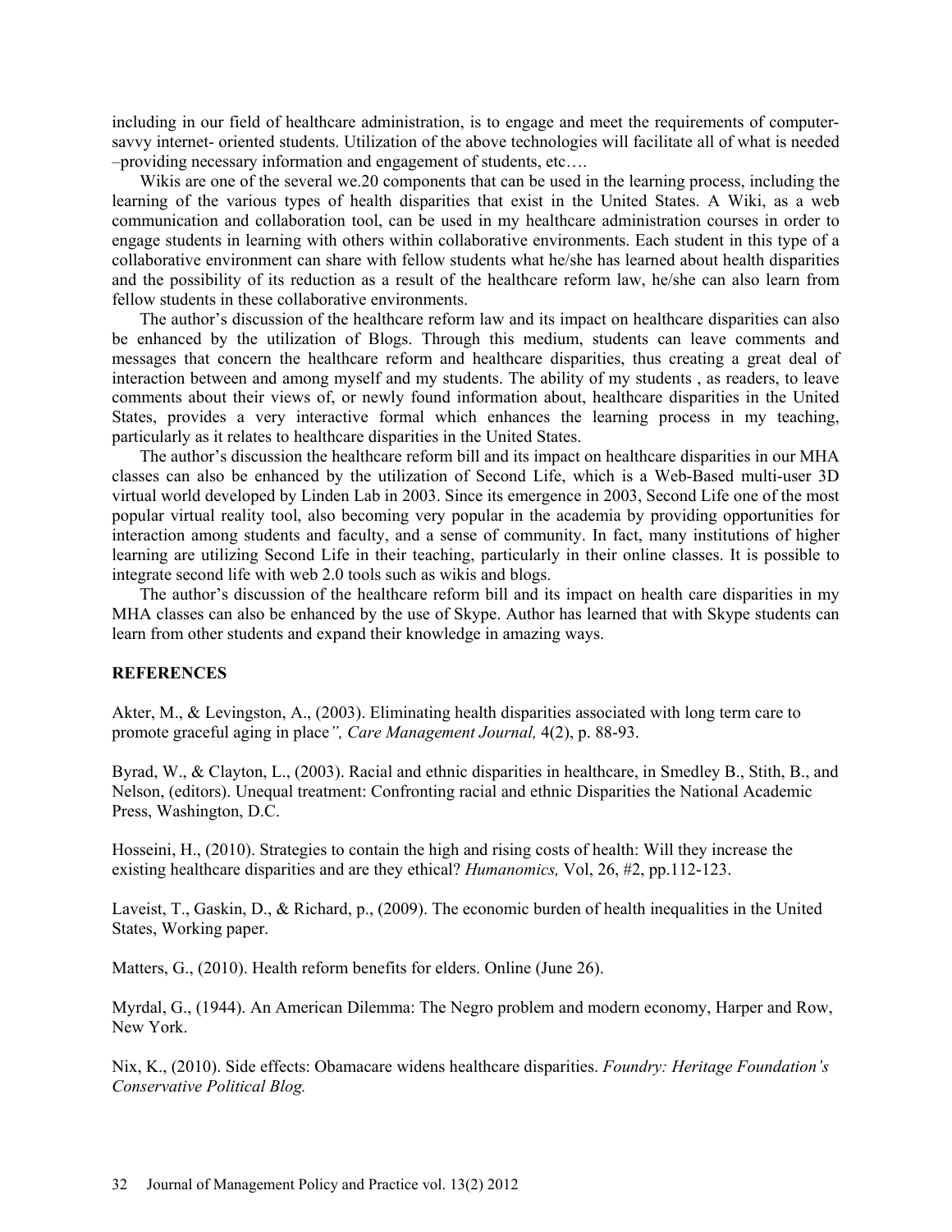including in our field of healthcare administration, is to engage and meet the requirements of computer-savvy internet- oriented students. Utilization of the above technologies will facilitate all of what is needed –providing necessary information and engagement of students, etc….

Wikis are one of the several we.20 components that can be used in the learning process, including the learning of the various types of health disparities that exist in the United States. A Wiki, as a web communication and collaboration tool, can be used in my healthcare administration courses in order to engage students in learning with others within collaborative environments. Each student in this type of a collaborative environment can share with fellow students what he/she has learned about health disparities and the possibility of its reduction as a result of the healthcare reform law, he/she can also learn from fellow students in these collaborative environments.

The author's discussion of the healthcare reform law and its impact on healthcare disparities can also be enhanced by the utilization of Blogs. Through this medium, students can leave comments and messages that concern the healthcare reform and healthcare disparities, thus creating a great deal of interaction between and among myself and my students. The ability of my students , as readers, to leave comments about their views of, or newly found information about, healthcare disparities in the United States, provides a very interactive formal which enhances the learning process in my teaching, particularly as it relates to healthcare disparities in the United States.

The author's discussion the healthcare reform bill and its impact on healthcare disparities in our MHA classes can also be enhanced by the utilization of Second Life, which is a Web-Based multi-user 3D virtual world developed by Linden Lab in 2003. Since its emergence in 2003, Second Life one of the most popular virtual reality tool, also becoming very popular in the academia by providing opportunities for interaction among students and faculty, and a sense of community. In fact, many institutions of higher learning are utilizing Second Life in their teaching, particularly in their online classes. It is possible to integrate second life with web 2.0 tools such as wikis and blogs.

The author's discussion of the healthcare reform bill and its impact on health care disparities in my MHA classes can also be enhanced by the use of Skype. Author has learned that with Skype students can learn from other students and expand their knowledge in amazing ways.

## REFERENCES

Akter, M., & Levingston, A., (2003). Eliminating health disparities associated with long term care to promote graceful aging in place*", Care Management Journal,* 4(2), p. 88-93.

Byrad, W., & Clayton, L., (2003). Racial and ethnic disparities in healthcare, in Smedley B., Stith, B., and Nelson, (editors). Unequal treatment: Confronting racial and ethnic Disparities the National Academic Press, Washington, D.C.

Hosseini, H., (2010). Strategies to contain the high and rising costs of health: Will they increase the existing healthcare disparities and are they ethical? *Humanomics,* Vol, 26, #2, pp.112-123.

Laveist, T., Gaskin, D., & Richard, p., (2009). The economic burden of health inequalities in the United States, Working paper.

Matters, G., (2010). Health reform benefits for elders. Online (June 26).

Myrdal, G., (1944). An American Dilemma: The Negro problem and modern economy, Harper and Row, New York.

Nix, K., (2010). Side effects: Obamacare widens healthcare disparities. *Foundry: Heritage Foundation's Conservative Political Blog.*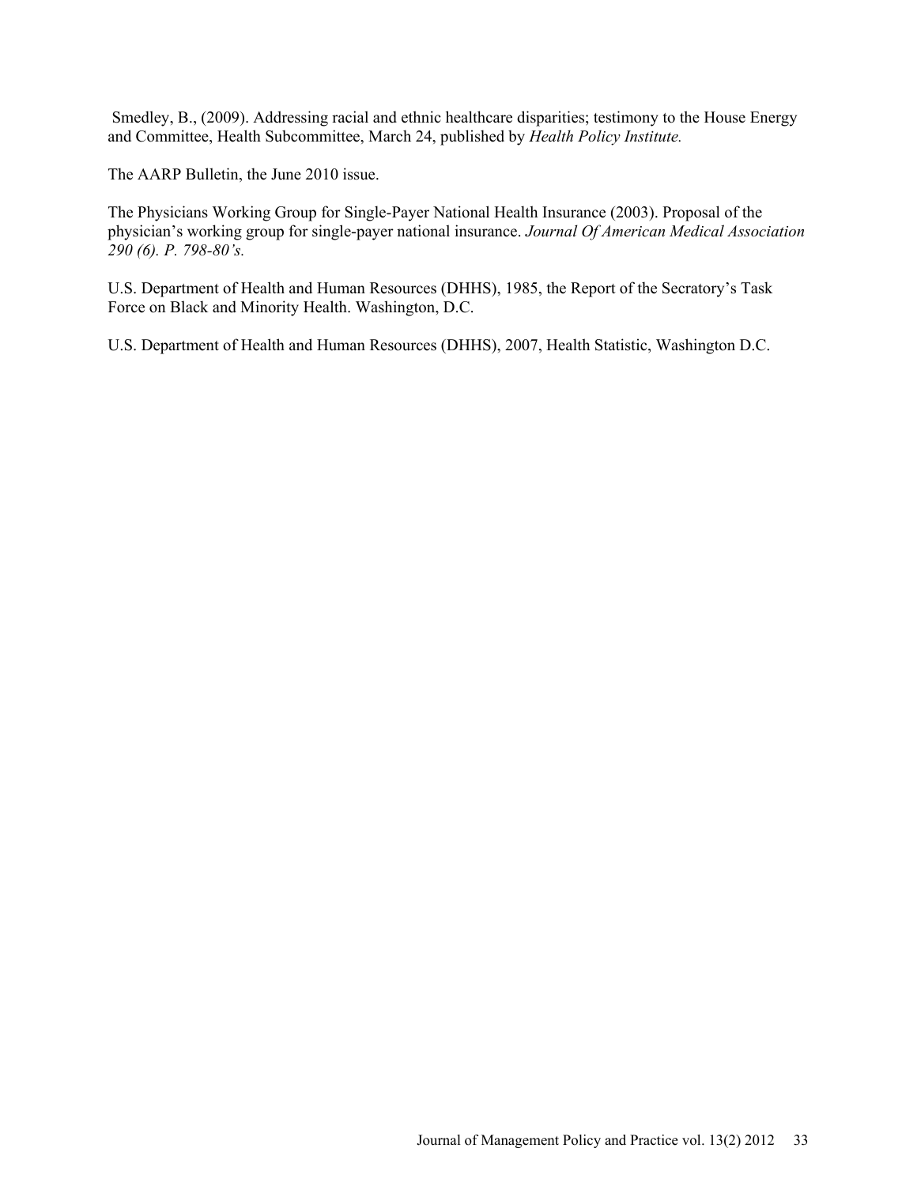Smedley, B., (2009). Addressing racial and ethnic healthcare disparities; testimony to the House Energy and Committee, Health Subcommittee, March 24, published by *Health Policy Institute.*

The AARP Bulletin, the June 2010 issue.

The Physicians Working Group for Single-Payer National Health Insurance (2003). Proposal of the physician's working group for single-payer national insurance. *Journal Of American Medical Association 290 (6). P. 798-80's.*

U.S. Department of Health and Human Resources (DHHS), 1985, the Report of the Secratory's Task Force on Black and Minority Health. Washington, D.C.

U.S. Department of Health and Human Resources (DHHS), 2007, Health Statistic, Washington D.C.